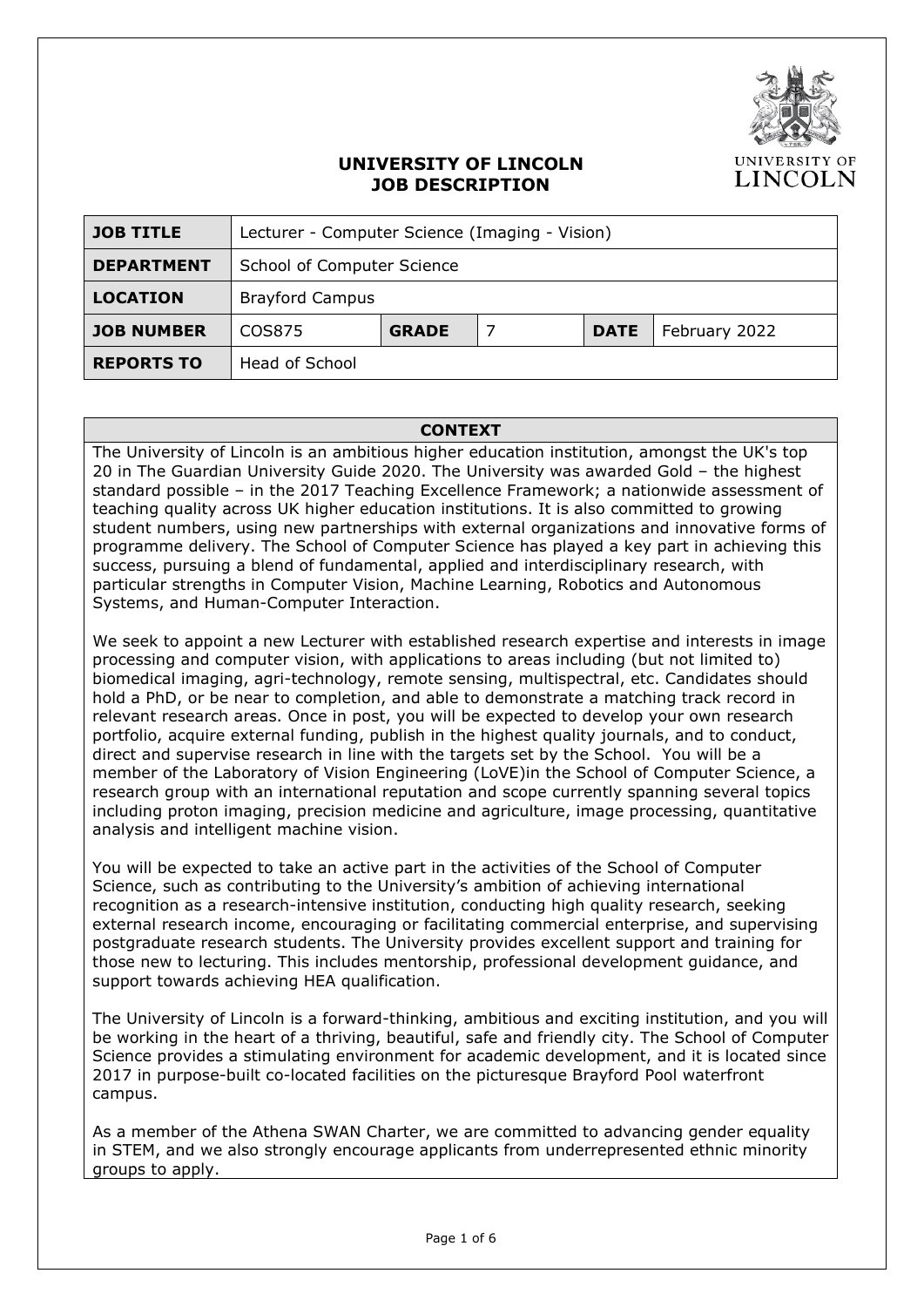# UNIVERSITY OF LINCOLN
# JOB DESCRIPTION

| **JOB TITLE** | Lecturer - Computer Science (Imaging - Vision) | | | | |
|---|---|---|---|---|---|
| **DEPARTMENT** | School of Computer Science | | | | |
| **LOCATION** | Brayford Campus | | | | |
| **JOB NUMBER** | COS875 | **GRADE** | 7 | **DATE** | February 2022 |
| **REPORTS TO** | Head of School | | | | |

## CONTEXT

The University of Lincoln is an ambitious higher education institution, amongst the UK's top 20 in The Guardian University Guide 2020. The University was awarded Gold – the highest standard possible – in the 2017 Teaching Excellence Framework; a nationwide assessment of teaching quality across UK higher education institutions. It is also committed to growing student numbers, using new partnerships with external organizations and innovative forms of programme delivery. The School of Computer Science has played a key part in achieving this success, pursuing a blend of fundamental, applied and interdisciplinary research, with particular strengths in Computer Vision, Machine Learning, Robotics and Autonomous Systems, and Human-Computer Interaction.

We seek to appoint a new Lecturer with established research expertise and interests in image processing and computer vision, with applications to areas including (but not limited to) biomedical imaging, agri-technology, remote sensing, multispectral, etc. Candidates should hold a PhD, or be near to completion, and able to demonstrate a matching track record in relevant research areas. Once in post, you will be expected to develop your own research portfolio, acquire external funding, publish in the highest quality journals, and to conduct, direct and supervise research in line with the targets set by the School. You will be a member of the Laboratory of Vision Engineering (LoVE)in the School of Computer Science, a research group with an international reputation and scope currently spanning several topics including proton imaging, precision medicine and agriculture, image processing, quantitative analysis and intelligent machine vision.

You will be expected to take an active part in the activities of the School of Computer Science, such as contributing to the University's ambition of achieving international recognition as a research-intensive institution, conducting high quality research, seeking external research income, encouraging or facilitating commercial enterprise, and supervising postgraduate research students. The University provides excellent support and training for those new to lecturing. This includes mentorship, professional development guidance, and support towards achieving HEA qualification.

The University of Lincoln is a forward-thinking, ambitious and exciting institution, and you will be working in the heart of a thriving, beautiful, safe and friendly city. The School of Computer Science provides a stimulating environment for academic development, and it is located since 2017 in purpose-built co-located facilities on the picturesque Brayford Pool waterfront campus.

As a member of the Athena SWAN Charter, we are committed to advancing gender equality in STEM, and we also strongly encourage applicants from underrepresented ethnic minority groups to apply.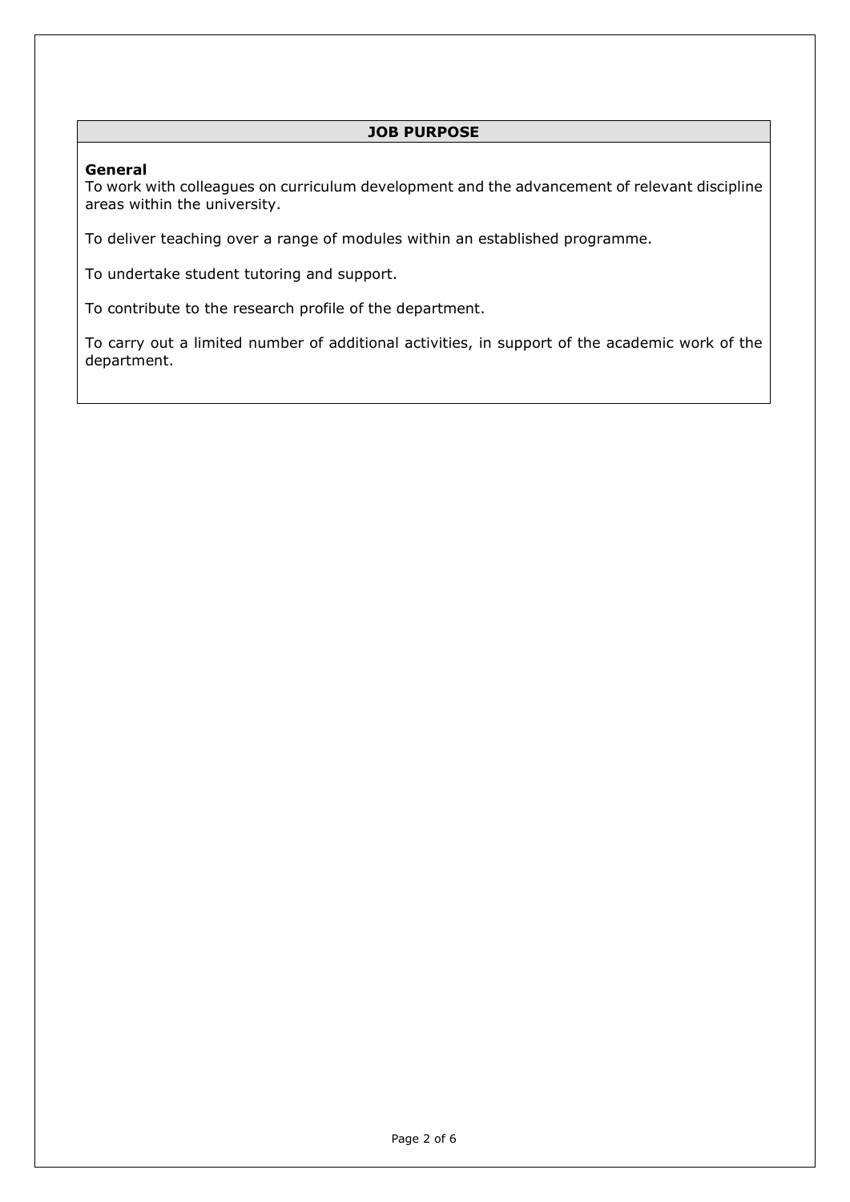## JOB PURPOSE

**General**

To work with colleagues on curriculum development and the advancement of relevant discipline areas within the university.

To deliver teaching over a range of modules within an established programme.

To undertake student tutoring and support.

To contribute to the research profile of the department.

To carry out a limited number of additional activities, in support of the academic work of the department.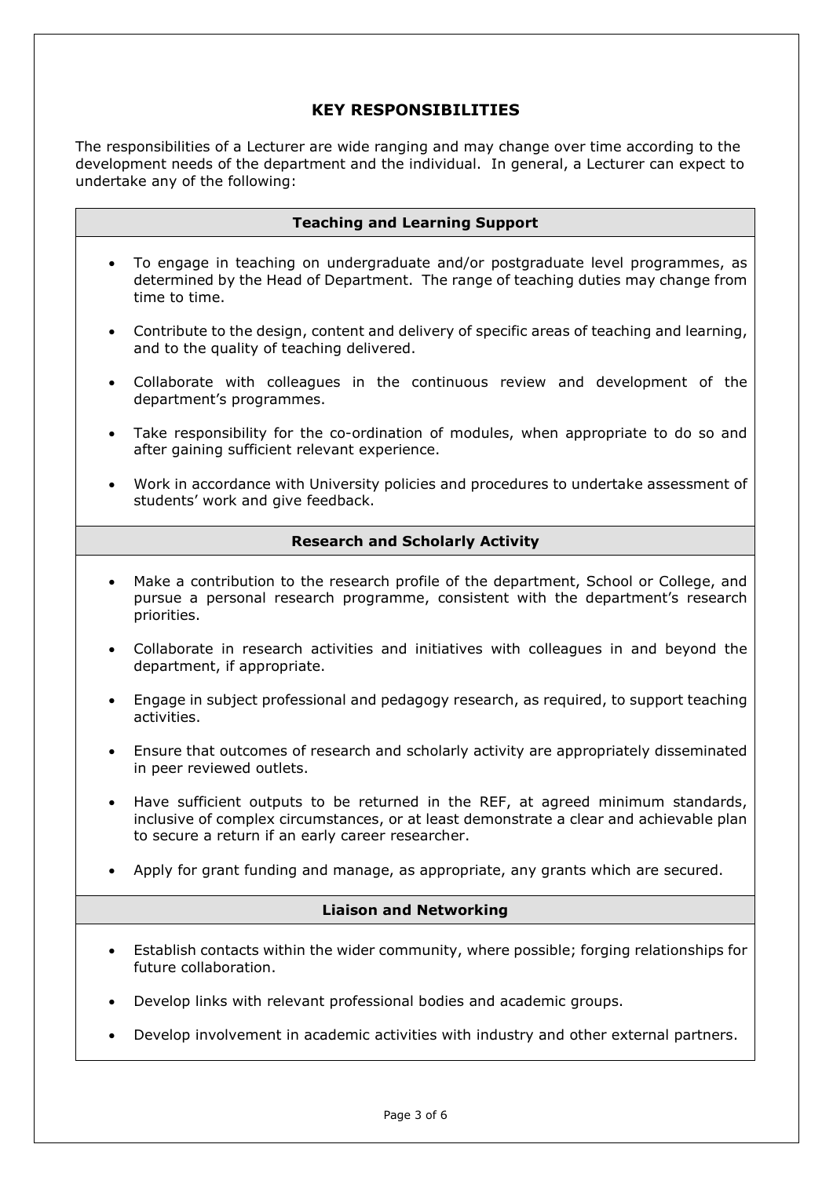## KEY RESPONSIBILITIES

The responsibilities of a Lecturer are wide ranging and may change over time according to the development needs of the department and the individual. In general, a Lecturer can expect to undertake any of the following:

### Teaching and Learning Support

- To engage in teaching on undergraduate and/or postgraduate level programmes, as determined by the Head of Department. The range of teaching duties may change from time to time.
- Contribute to the design, content and delivery of specific areas of teaching and learning, and to the quality of teaching delivered.
- Collaborate with colleagues in the continuous review and development of the department's programmes.
- Take responsibility for the co-ordination of modules, when appropriate to do so and after gaining sufficient relevant experience.
- Work in accordance with University policies and procedures to undertake assessment of students' work and give feedback.

### Research and Scholarly Activity

- Make a contribution to the research profile of the department, School or College, and pursue a personal research programme, consistent with the department's research priorities.
- Collaborate in research activities and initiatives with colleagues in and beyond the department, if appropriate.
- Engage in subject professional and pedagogy research, as required, to support teaching activities.
- Ensure that outcomes of research and scholarly activity are appropriately disseminated in peer reviewed outlets.
- Have sufficient outputs to be returned in the REF, at agreed minimum standards, inclusive of complex circumstances, or at least demonstrate a clear and achievable plan to secure a return if an early career researcher.
- Apply for grant funding and manage, as appropriate, any grants which are secured.

### Liaison and Networking

- Establish contacts within the wider community, where possible; forging relationships for future collaboration.
- Develop links with relevant professional bodies and academic groups.
- Develop involvement in academic activities with industry and other external partners.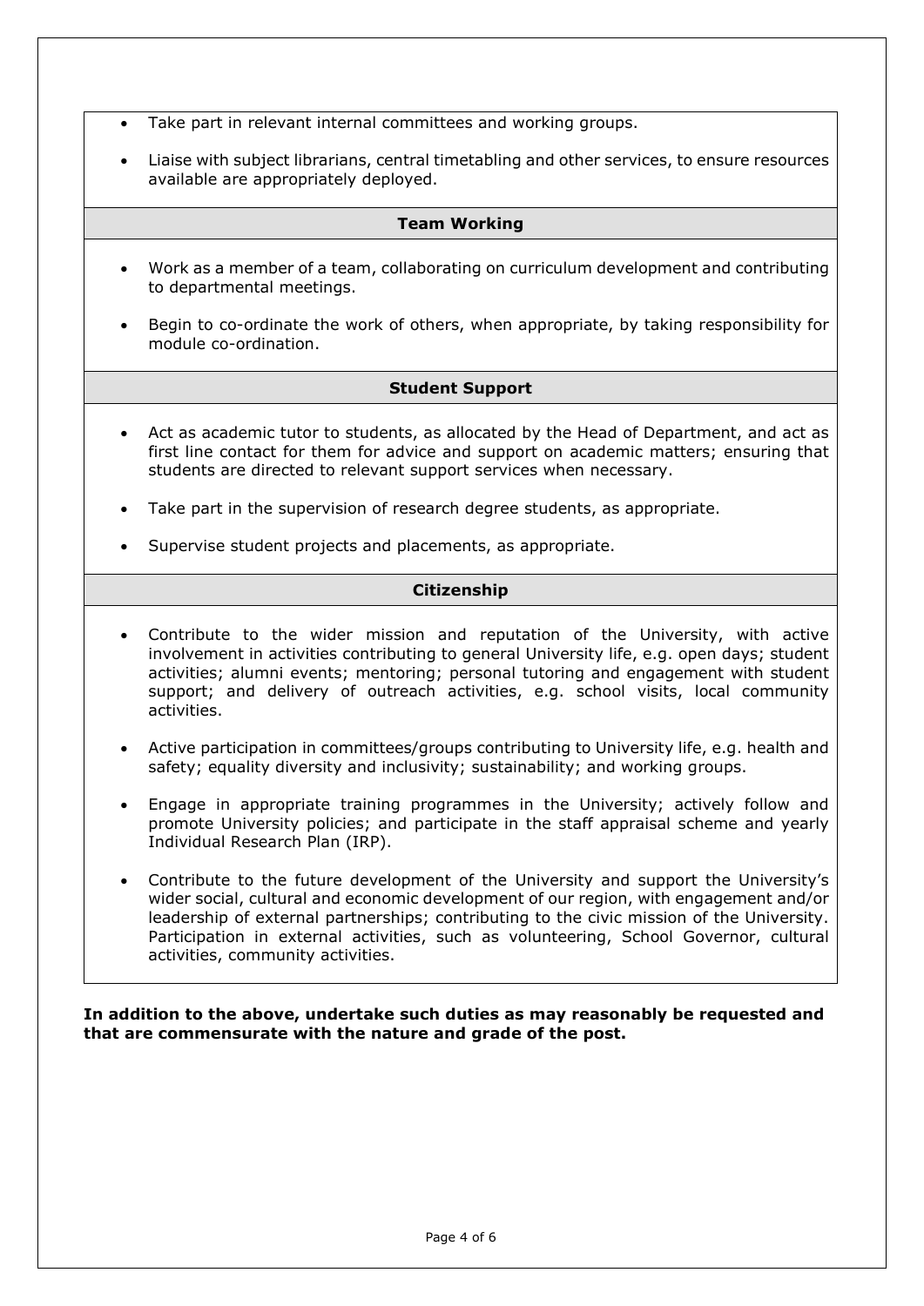- Take part in relevant internal committees and working groups.
- Liaise with subject librarians, central timetabling and other services, to ensure resources available are appropriately deployed.

### Team Working

- Work as a member of a team, collaborating on curriculum development and contributing to departmental meetings.
- Begin to co-ordinate the work of others, when appropriate, by taking responsibility for module co-ordination.

### Student Support

- Act as academic tutor to students, as allocated by the Head of Department, and act as first line contact for them for advice and support on academic matters; ensuring that students are directed to relevant support services when necessary.
- Take part in the supervision of research degree students, as appropriate.
- Supervise student projects and placements, as appropriate.

### Citizenship

- Contribute to the wider mission and reputation of the University, with active involvement in activities contributing to general University life, e.g. open days; student activities; alumni events; mentoring; personal tutoring and engagement with student support; and delivery of outreach activities, e.g. school visits, local community activities.
- Active participation in committees/groups contributing to University life, e.g. health and safety; equality diversity and inclusivity; sustainability; and working groups.
- Engage in appropriate training programmes in the University; actively follow and promote University policies; and participate in the staff appraisal scheme and yearly Individual Research Plan (IRP).
- Contribute to the future development of the University and support the University's wider social, cultural and economic development of our region, with engagement and/or leadership of external partnerships; contributing to the civic mission of the University. Participation in external activities, such as volunteering, School Governor, cultural activities, community activities.

**In addition to the above, undertake such duties as may reasonably be requested and that are commensurate with the nature and grade of the post.**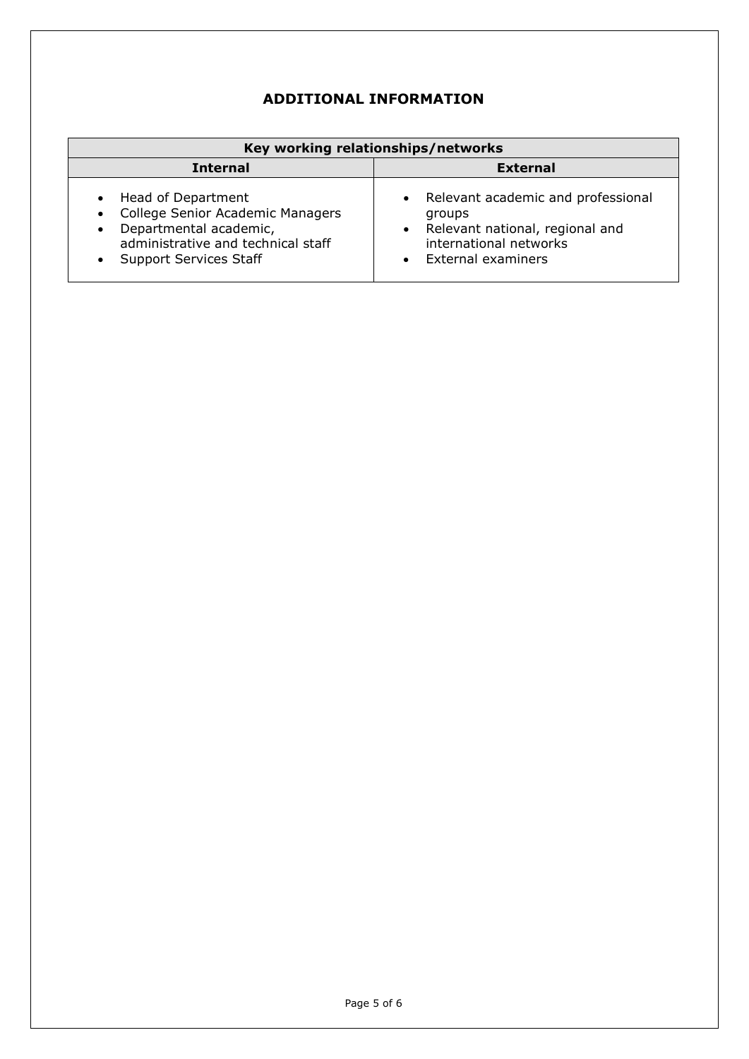## ADDITIONAL INFORMATION

| Key working relationships/networks | |
|---|---|
| **Internal** | **External** |
| • Head of Department<br>• College Senior Academic Managers<br>• Departmental academic, administrative and technical staff<br>• Support Services Staff | • Relevant academic and professional groups<br>• Relevant national, regional and international networks<br>• External examiners |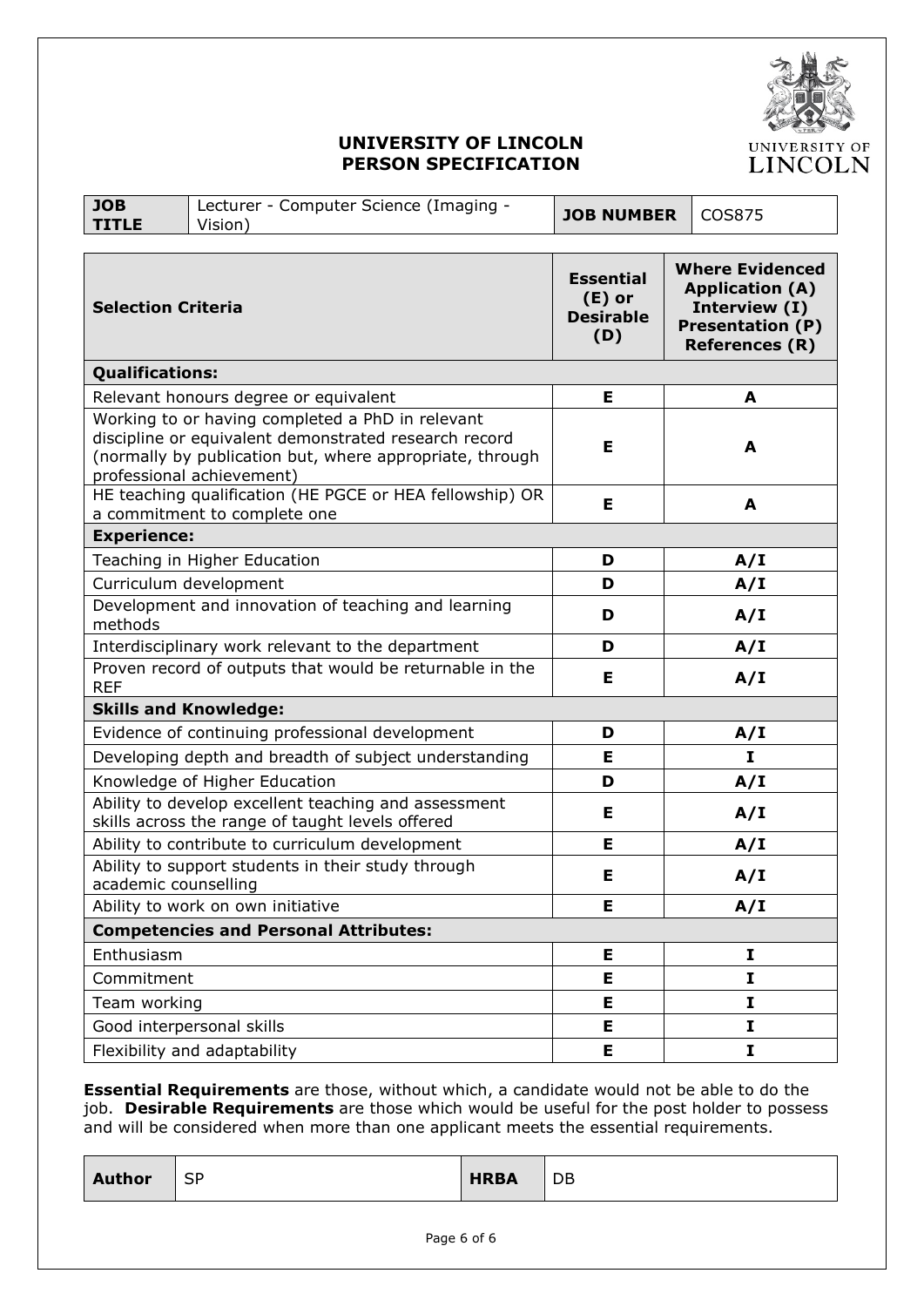## UNIVERSITY OF LINCOLN
## PERSON SPECIFICATION

| JOB TITLE | Lecturer - Computer Science (Imaging - Vision) | JOB NUMBER | COS875 |
|---|---|---|---|

| Selection Criteria | Essential (E) or Desirable (D) | Where Evidenced Application (A) Interview (I) Presentation (P) References (R) |
|---|---|---|
| **Qualifications:** | | |
| Relevant honours degree or equivalent | E | A |
| Working to or having completed a PhD in relevant discipline or equivalent demonstrated research record (normally by publication but, where appropriate, through professional achievement) | E | A |
| HE teaching qualification (HE PGCE or HEA fellowship) OR a commitment to complete one | E | A |
| **Experience:** | | |
| Teaching in Higher Education | D | A/I |
| Curriculum development | D | A/I |
| Development and innovation of teaching and learning methods | D | A/I |
| Interdisciplinary work relevant to the department | D | A/I |
| Proven record of outputs that would be returnable in the REF | E | A/I |
| **Skills and Knowledge:** | | |
| Evidence of continuing professional development | D | A/I |
| Developing depth and breadth of subject understanding | E | I |
| Knowledge of Higher Education | D | A/I |
| Ability to develop excellent teaching and assessment skills across the range of taught levels offered | E | A/I |
| Ability to contribute to curriculum development | E | A/I |
| Ability to support students in their study through academic counselling | E | A/I |
| Ability to work on own initiative | E | A/I |
| **Competencies and Personal Attributes:** | | |
| Enthusiasm | E | I |
| Commitment | E | I |
| Team working | E | I |
| Good interpersonal skills | E | I |
| Flexibility and adaptability | E | I |

**Essential Requirements** are those, without which, a candidate would not be able to do the job. **Desirable Requirements** are those which would be useful for the post holder to possess and will be considered when more than one applicant meets the essential requirements.

| Author | SP | HRBA | DB |
|---|---|---|---|